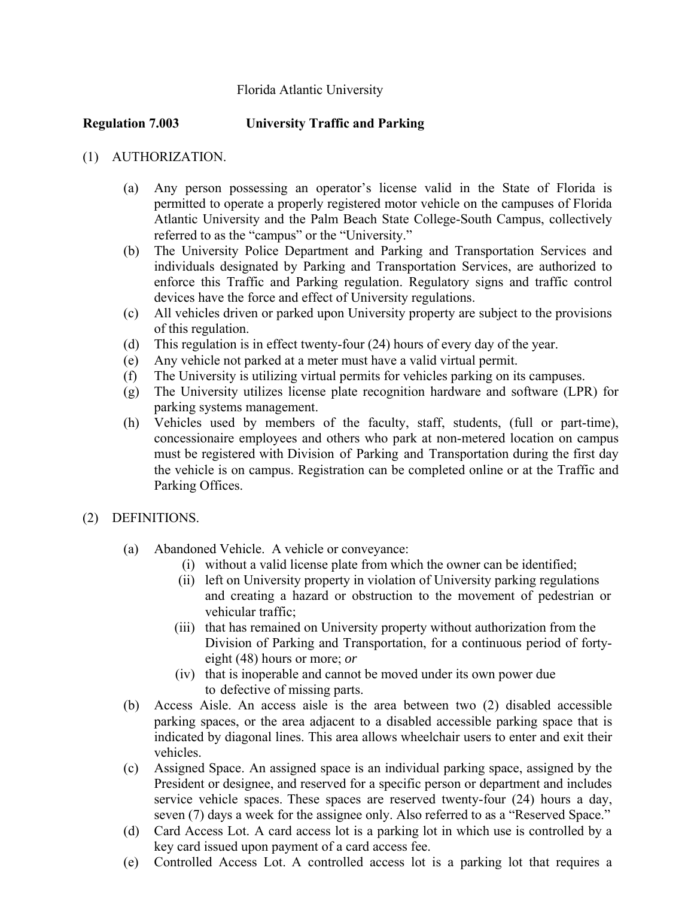Florida Atlantic University

**Regulation 7.003 University Traffic and Parking**

(1) AUTHORIZATION.

(a) Any person possessing an operator's license valid in the State of Florida is permitted to operate a properly registered motor vehicle on the campuses of Florida Atlantic University and the Palm Beach State College-South Campus, collectively referred to as the "campus" or the "University."

(b) The University Police Department and Parking and Transportation Services and individuals designated by Parking and Transportation Services, are authorized to enforce this Traffic and Parking regulation. Regulatory signs and traffic control devices have the force and effect of University regulations.

(c) All vehicles driven or parked upon University property are subject to the provisions of this regulation.

(d) This regulation is in effect twenty-four (24) hours of every day of the year.

(e) Any vehicle not parked at a meter must have a valid virtual permit.

(f) The University is utilizing virtual permits for vehicles parking on its campuses.

(g) The University utilizes license plate recognition hardware and software (LPR) for parking systems management.

(h) Vehicles used by members of the faculty, staff, students, (full or part-time), concessionaire employees and others who park at non-metered location on campus must be registered with Division of Parking and Transportation during the first day the vehicle is on campus. Registration can be completed online or at the Traffic and Parking Offices.

(2) DEFINITIONS.

(a) Abandoned Vehicle. A vehicle or conveyance:

- (i) without a valid license plate from which the owner can be identified;
- (ii) left on University property in violation of University parking regulations and creating a hazard or obstruction to the movement of pedestrian or vehicular traffic;
- (iii) that has remained on University property without authorization from the Division of Parking and Transportation, for a continuous period of forty-eight (48) hours or more; *or*
- (iv) that is inoperable and cannot be moved under its own power due to defective of missing parts.

(b) Access Aisle. An access aisle is the area between two (2) disabled accessible parking spaces, or the area adjacent to a disabled accessible parking space that is indicated by diagonal lines. This area allows wheelchair users to enter and exit their vehicles.

(c) Assigned Space. An assigned space is an individual parking space, assigned by the President or designee, and reserved for a specific person or department and includes service vehicle spaces. These spaces are reserved twenty-four (24) hours a day, seven (7) days a week for the assignee only. Also referred to as a "Reserved Space."

(d) Card Access Lot. A card access lot is a parking lot in which use is controlled by a key card issued upon payment of a card access fee.

(e) Controlled Access Lot. A controlled access lot is a parking lot that requires a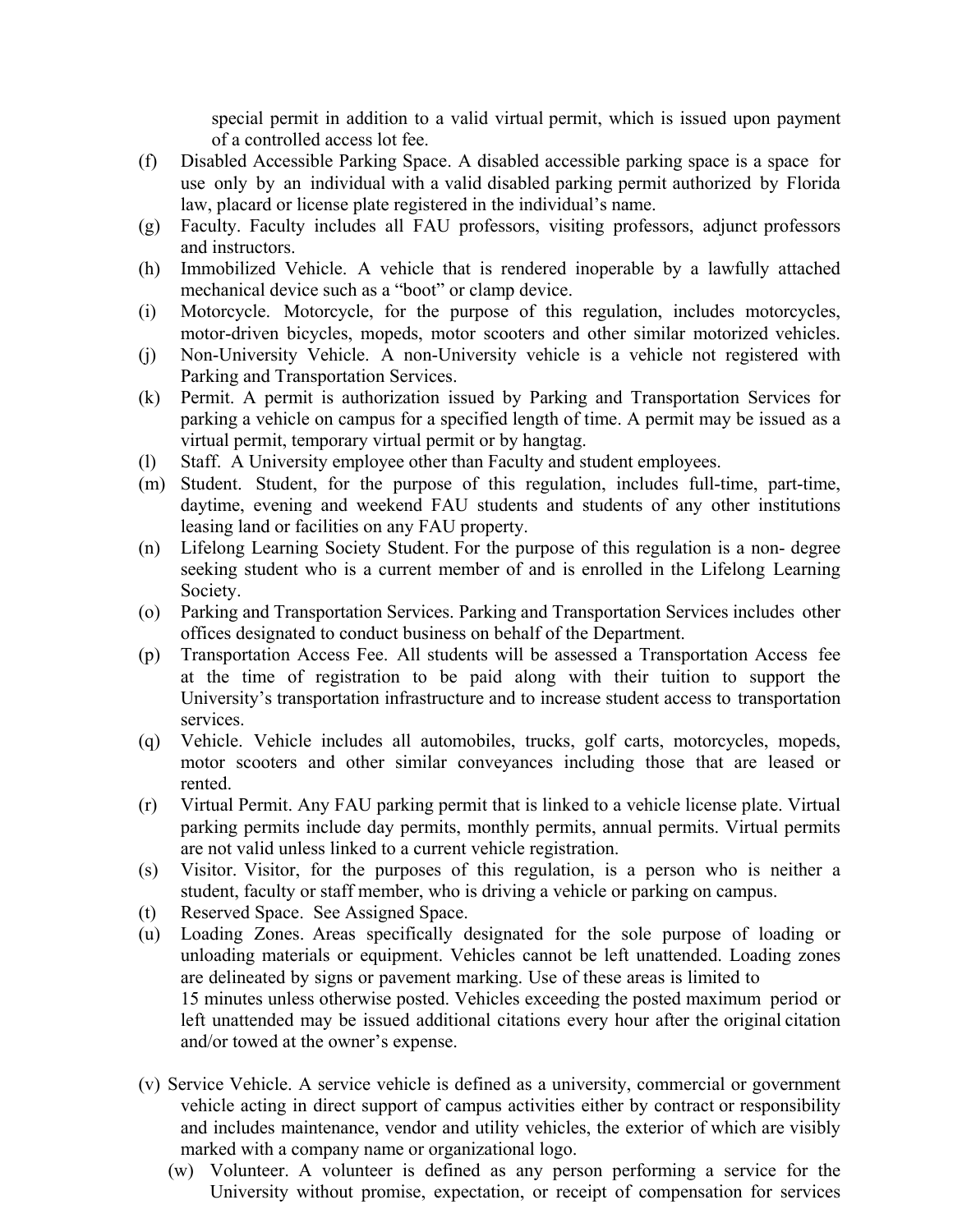special permit in addition to a valid virtual permit, which is issued upon payment of a controlled access lot fee.

(f) Disabled Accessible Parking Space. A disabled accessible parking space is a space for use only by an individual with a valid disabled parking permit authorized by Florida law, placard or license plate registered in the individual's name.

(g) Faculty. Faculty includes all FAU professors, visiting professors, adjunct professors and instructors.

(h) Immobilized Vehicle. A vehicle that is rendered inoperable by a lawfully attached mechanical device such as a "boot" or clamp device.

(i) Motorcycle. Motorcycle, for the purpose of this regulation, includes motorcycles, motor-driven bicycles, mopeds, motor scooters and other similar motorized vehicles.

(j) Non-University Vehicle. A non-University vehicle is a vehicle not registered with Parking and Transportation Services.

(k) Permit. A permit is authorization issued by Parking and Transportation Services for parking a vehicle on campus for a specified length of time. A permit may be issued as a virtual permit, temporary virtual permit or by hangtag.

(l) Staff. A University employee other than Faculty and student employees.

(m) Student. Student, for the purpose of this regulation, includes full-time, part-time, daytime, evening and weekend FAU students and students of any other institutions leasing land or facilities on any FAU property.

(n) Lifelong Learning Society Student. For the purpose of this regulation is a non- degree seeking student who is a current member of and is enrolled in the Lifelong Learning Society.

(o) Parking and Transportation Services. Parking and Transportation Services includes other offices designated to conduct business on behalf of the Department.

(p) Transportation Access Fee. All students will be assessed a Transportation Access fee at the time of registration to be paid along with their tuition to support the University's transportation infrastructure and to increase student access to transportation services.

(q) Vehicle. Vehicle includes all automobiles, trucks, golf carts, motorcycles, mopeds, motor scooters and other similar conveyances including those that are leased or rented.

(r) Virtual Permit. Any FAU parking permit that is linked to a vehicle license plate. Virtual parking permits include day permits, monthly permits, annual permits. Virtual permits are not valid unless linked to a current vehicle registration.

(s) Visitor. Visitor, for the purposes of this regulation, is a person who is neither a student, faculty or staff member, who is driving a vehicle or parking on campus.

(t) Reserved Space. See Assigned Space.

(u) Loading Zones. Areas specifically designated for the sole purpose of loading or unloading materials or equipment. Vehicles cannot be left unattended. Loading zones are delineated by signs or pavement marking. Use of these areas is limited to 15 minutes unless otherwise posted. Vehicles exceeding the posted maximum period or left unattended may be issued additional citations every hour after the original citation and/or towed at the owner's expense.

(v) Service Vehicle. A service vehicle is defined as a university, commercial or government vehicle acting in direct support of campus activities either by contract or responsibility and includes maintenance, vendor and utility vehicles, the exterior of which are visibly marked with a company name or organizational logo.

(w) Volunteer. A volunteer is defined as any person performing a service for the University without promise, expectation, or receipt of compensation for services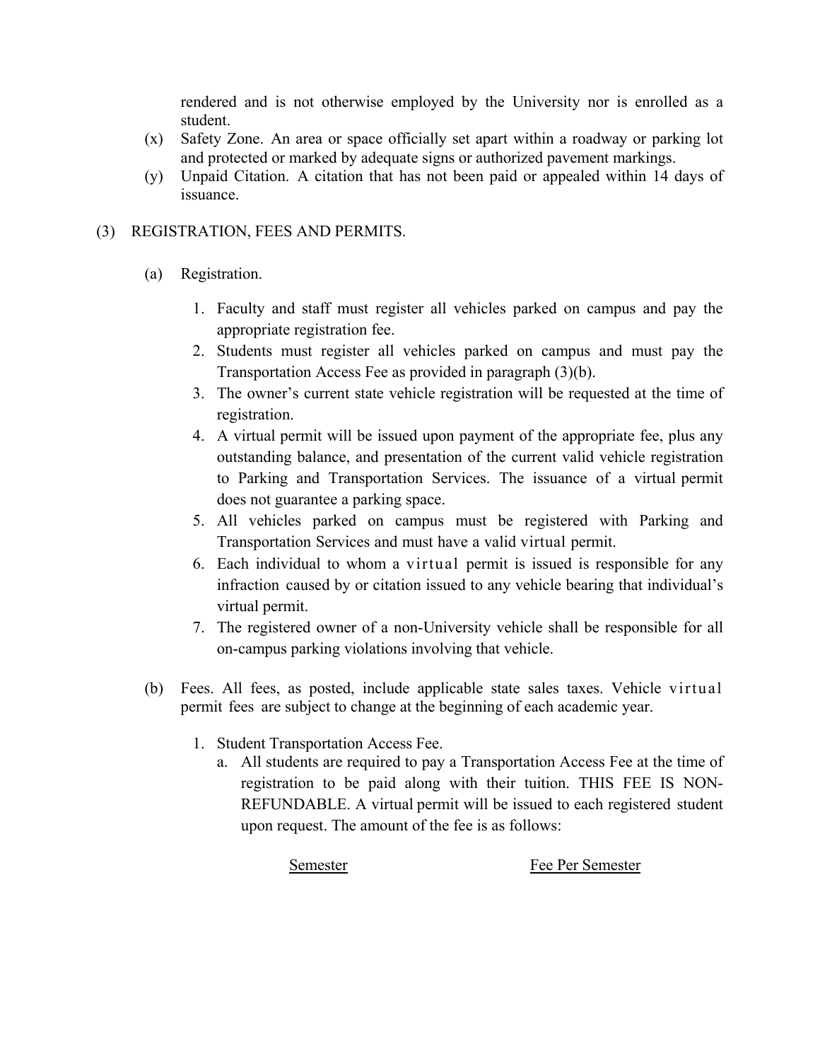rendered and is not otherwise employed by the University nor is enrolled as a student.

(x) Safety Zone. An area or space officially set apart within a roadway or parking lot and protected or marked by adequate signs or authorized pavement markings.

(y) Unpaid Citation. A citation that has not been paid or appealed within 14 days of issuance.

(3) REGISTRATION, FEES AND PERMITS.

(a) Registration.

1. Faculty and staff must register all vehicles parked on campus and pay the appropriate registration fee.
2. Students must register all vehicles parked on campus and must pay the Transportation Access Fee as provided in paragraph (3)(b).
3. The owner's current state vehicle registration will be requested at the time of registration.
4. A virtual permit will be issued upon payment of the appropriate fee, plus any outstanding balance, and presentation of the current valid vehicle registration to Parking and Transportation Services. The issuance of a virtual permit does not guarantee a parking space.
5. All vehicles parked on campus must be registered with Parking and Transportation Services and must have a valid virtual permit.
6. Each individual to whom a virtual permit is issued is responsible for any infraction caused by or citation issued to any vehicle bearing that individual's virtual permit.
7. The registered owner of a non-University vehicle shall be responsible for all on-campus parking violations involving that vehicle.

(b) Fees. All fees, as posted, include applicable state sales taxes. Vehicle virtual permit fees are subject to change at the beginning of each academic year.

1. Student Transportation Access Fee.
   a. All students are required to pay a Transportation Access Fee at the time of registration to be paid along with their tuition. THIS FEE IS NON-REFUNDABLE. A virtual permit will be issued to each registered student upon request. The amount of the fee is as follows:

| Semester | Fee Per Semester |
| --- | --- |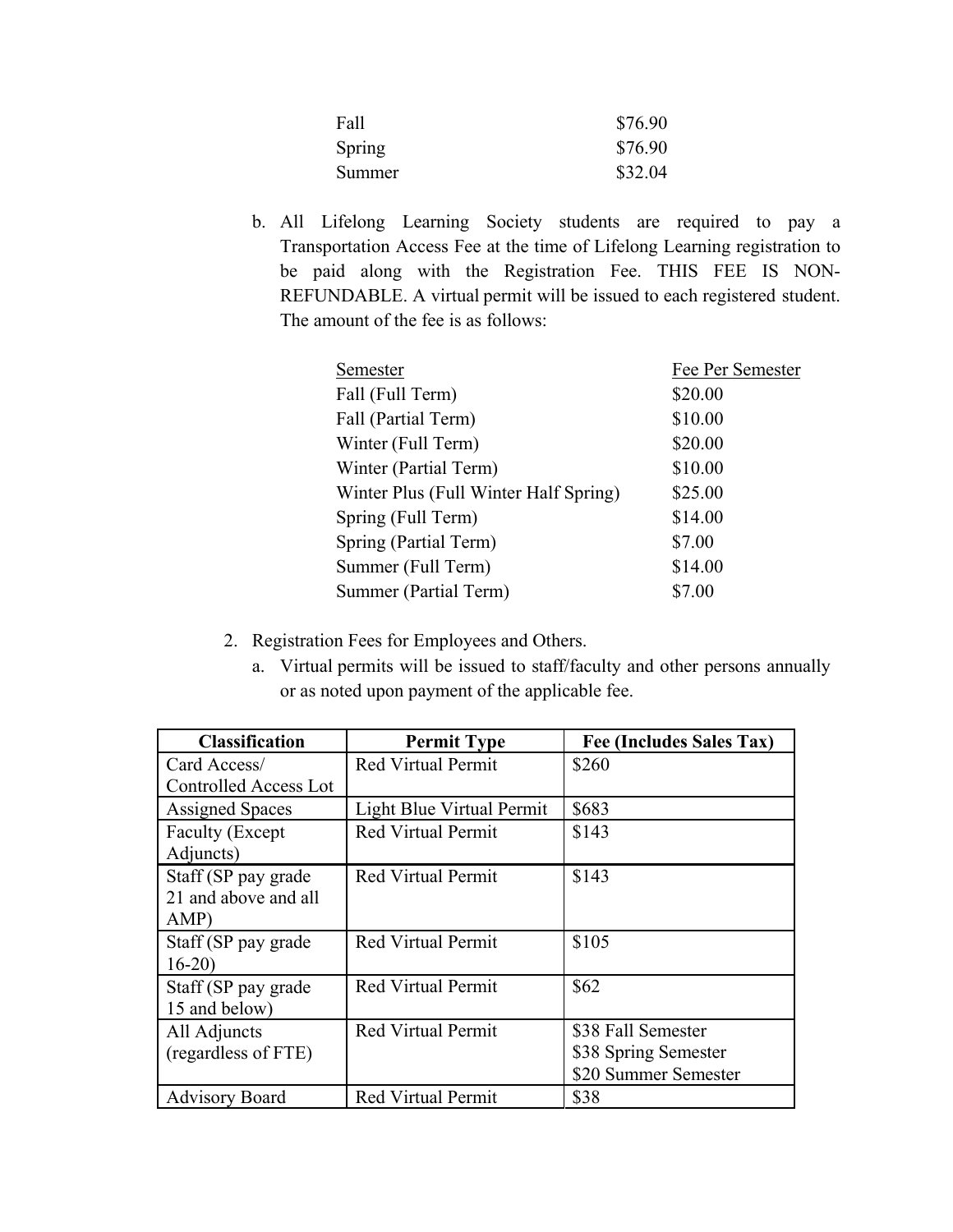| | |
|---|---|
| Fall | $76.90 |
| Spring | $76.90 |
| Summer | $32.04 |

b. All Lifelong Learning Society students are required to pay a Transportation Access Fee at the time of Lifelong Learning registration to be paid along with the Registration Fee. THIS FEE IS NON-REFUNDABLE. A virtual permit will be issued to each registered student. The amount of the fee is as follows:

| Semester | Fee Per Semester |
|---|---|
| Fall (Full Term) | $20.00 |
| Fall (Partial Term) | $10.00 |
| Winter (Full Term) | $20.00 |
| Winter (Partial Term) | $10.00 |
| Winter Plus (Full Winter Half Spring) | $25.00 |
| Spring (Full Term) | $14.00 |
| Spring (Partial Term) | $7.00 |
| Summer (Full Term) | $14.00 |
| Summer (Partial Term) | $7.00 |

2. Registration Fees for Employees and Others.
   a. Virtual permits will be issued to staff/faculty and other persons annually or as noted upon payment of the applicable fee.

| Classification | Permit Type | Fee (Includes Sales Tax) |
|---|---|---|
| Card Access/ Controlled Access Lot | Red Virtual Permit | $260 |
| Assigned Spaces | Light Blue Virtual Permit | $683 |
| Faculty (Except Adjuncts) | Red Virtual Permit | $143 |
| Staff (SP pay grade 21 and above and all AMP) | Red Virtual Permit | $143 |
| Staff (SP pay grade 16-20) | Red Virtual Permit | $105 |
| Staff (SP pay grade 15 and below) | Red Virtual Permit | $62 |
| All Adjuncts (regardless of FTE) | Red Virtual Permit | $38 Fall Semester<br>$38 Spring Semester<br>$20 Summer Semester |
| Advisory Board | Red Virtual Permit | $38 |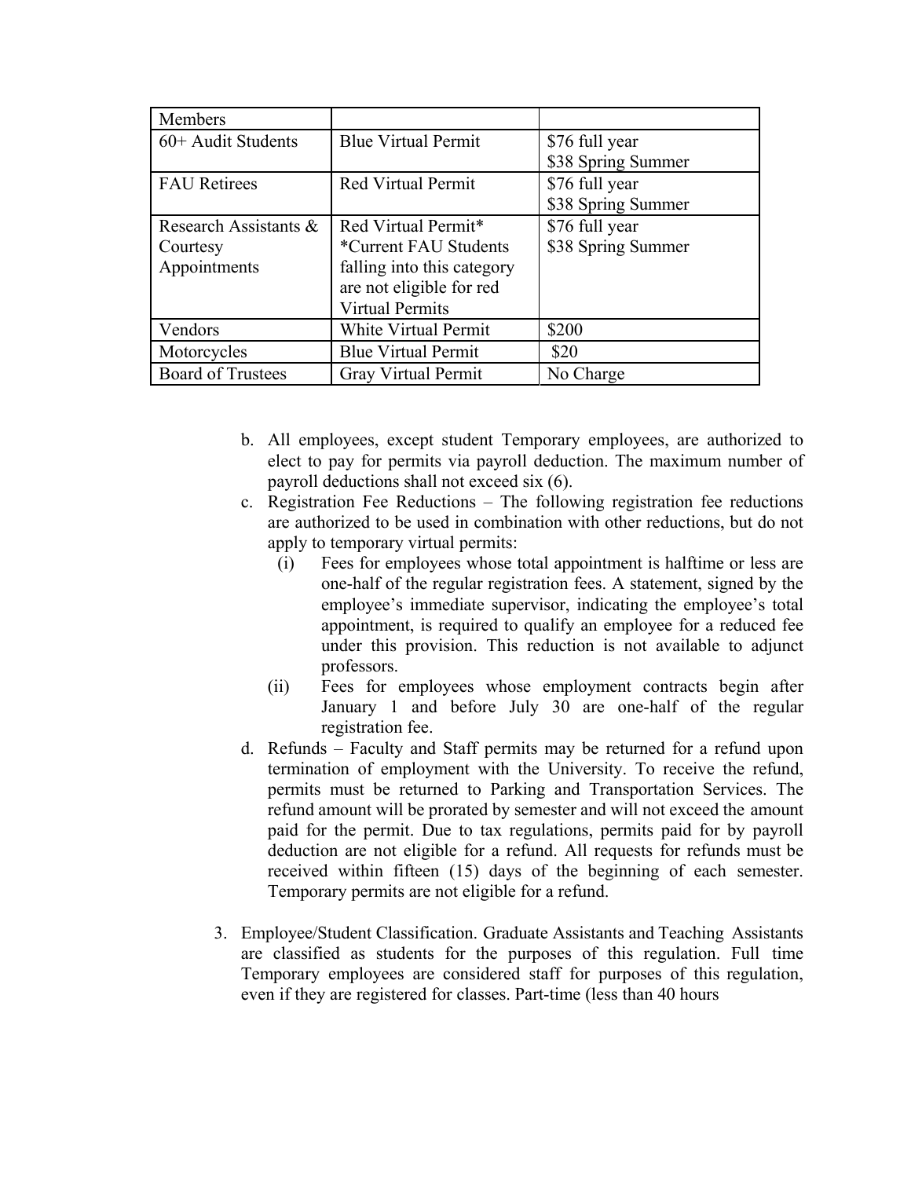| | | |
|---|---|---|
| Members | | |
| 60+ Audit Students | Blue Virtual Permit | $76 full year<br>$38 Spring Summer |
| FAU Retirees | Red Virtual Permit | $76 full year<br>$38 Spring Summer |
| Research Assistants & Courtesy Appointments | Red Virtual Permit*<br>*Current FAU Students falling into this category are not eligible for red Virtual Permits | $76 full year<br>$38 Spring Summer |
| Vendors | White Virtual Permit | $200 |
| Motorcycles | Blue Virtual Permit | $20 |
| Board of Trustees | Gray Virtual Permit | No Charge |

b. All employees, except student Temporary employees, are authorized to elect to pay for permits via payroll deduction. The maximum number of payroll deductions shall not exceed six (6).

c. Registration Fee Reductions – The following registration fee reductions are authorized to be used in combination with other reductions, but do not apply to temporary virtual permits:

   (i) Fees for employees whose total appointment is halftime or less are one-half of the regular registration fees. A statement, signed by the employee's immediate supervisor, indicating the employee's total appointment, is required to qualify an employee for a reduced fee under this provision. This reduction is not available to adjunct professors.

   (ii) Fees for employees whose employment contracts begin after January 1 and before July 30 are one-half of the regular registration fee.

d. Refunds – Faculty and Staff permits may be returned for a refund upon termination of employment with the University. To receive the refund, permits must be returned to Parking and Transportation Services. The refund amount will be prorated by semester and will not exceed the amount paid for the permit. Due to tax regulations, permits paid for by payroll deduction are not eligible for a refund. All requests for refunds must be received within fifteen (15) days of the beginning of each semester. Temporary permits are not eligible for a refund.

3. Employee/Student Classification. Graduate Assistants and Teaching Assistants are classified as students for the purposes of this regulation. Full time Temporary employees are considered staff for purposes of this regulation, even if they are registered for classes. Part-time (less than 40 hours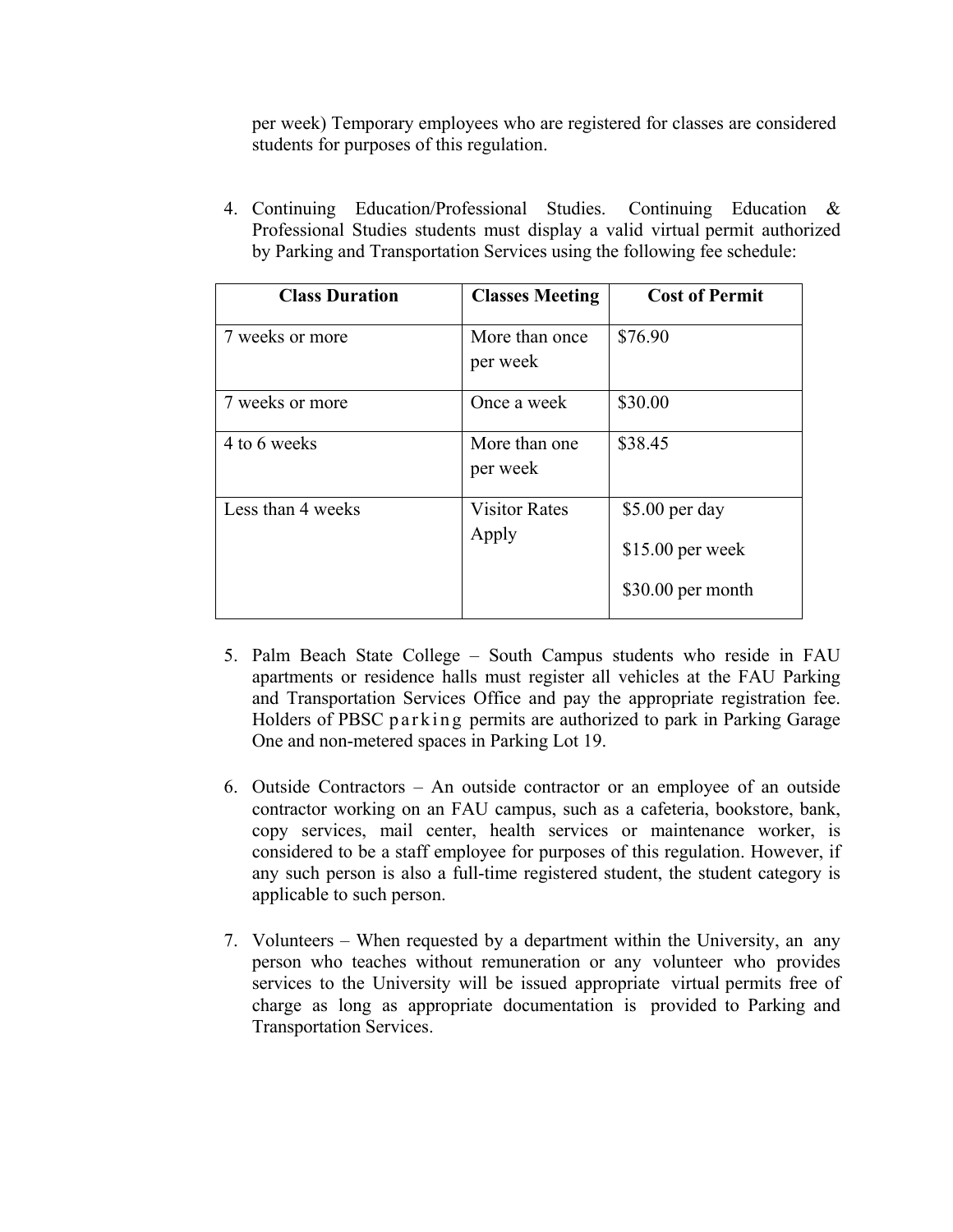per week) Temporary employees who are registered for classes are considered students for purposes of this regulation.

4. Continuing Education/Professional Studies. Continuing Education & Professional Studies students must display a valid virtual permit authorized by Parking and Transportation Services using the following fee schedule:

| Class Duration | Classes Meeting | Cost of Permit |
|---|---|---|
| 7 weeks or more | More than once per week | $76.90 |
| 7 weeks or more | Once a week | $30.00 |
| 4 to 6 weeks | More than one per week | $38.45 |
| Less than 4 weeks | Visitor Rates Apply | $5.00 per day<br>$15.00 per week<br>$30.00 per month |

5. Palm Beach State College – South Campus students who reside in FAU apartments or residence halls must register all vehicles at the FAU Parking and Transportation Services Office and pay the appropriate registration fee. Holders of PBSC parking permits are authorized to park in Parking Garage One and non-metered spaces in Parking Lot 19.

6. Outside Contractors – An outside contractor or an employee of an outside contractor working on an FAU campus, such as a cafeteria, bookstore, bank, copy services, mail center, health services or maintenance worker, is considered to be a staff employee for purposes of this regulation. However, if any such person is also a full-time registered student, the student category is applicable to such person.

7. Volunteers – When requested by a department within the University, an any person who teaches without remuneration or any volunteer who provides services to the University will be issued appropriate virtual permits free of charge as long as appropriate documentation is provided to Parking and Transportation Services.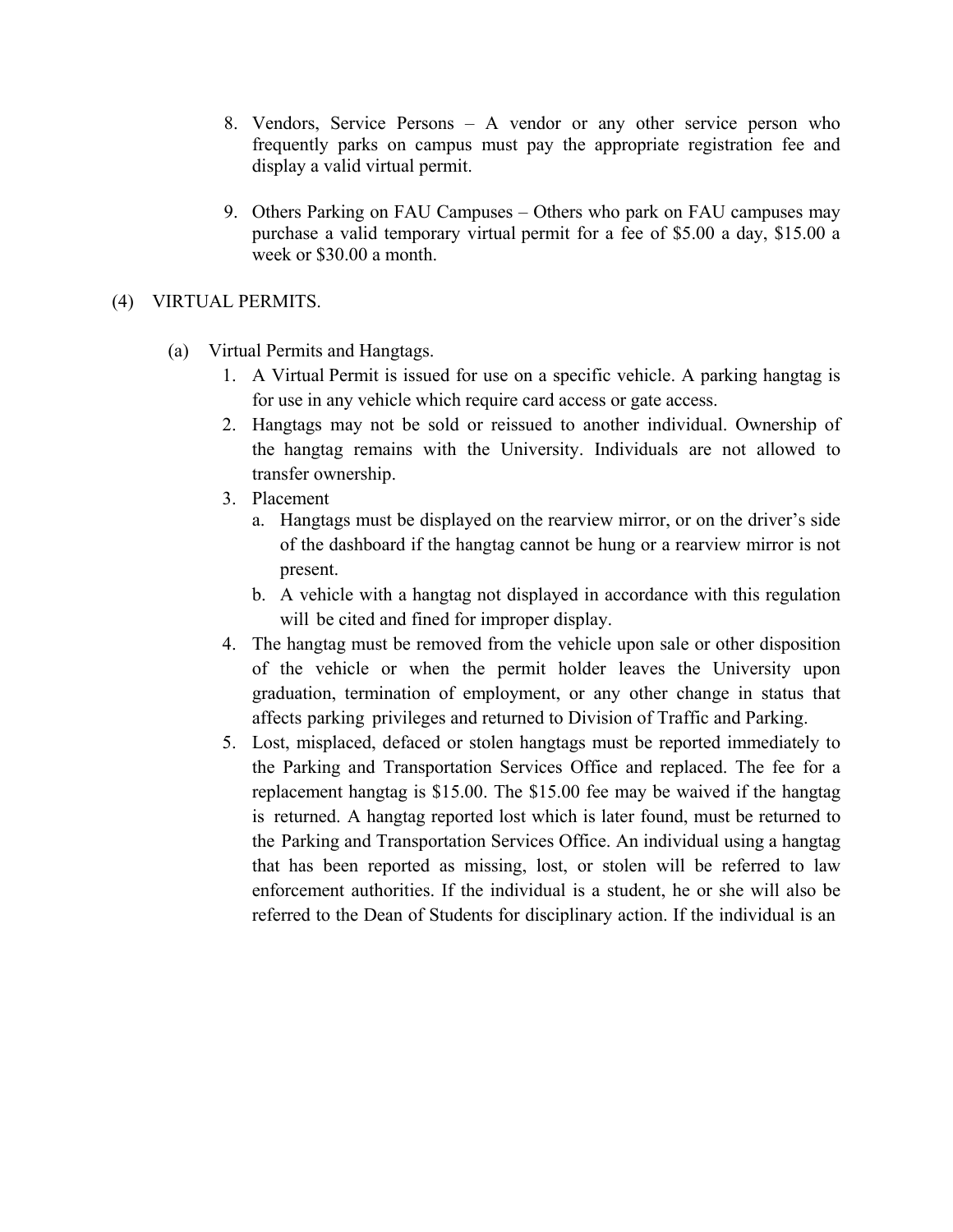8. Vendors, Service Persons – A vendor or any other service person who frequently parks on campus must pay the appropriate registration fee and display a valid virtual permit.

9. Others Parking on FAU Campuses – Others who park on FAU campuses may purchase a valid temporary virtual permit for a fee of $5.00 a day, $15.00 a week or $30.00 a month.

(4) VIRTUAL PERMITS.

(a) Virtual Permits and Hangtags.

1. A Virtual Permit is issued for use on a specific vehicle. A parking hangtag is for use in any vehicle which require card access or gate access.
2. Hangtags may not be sold or reissued to another individual. Ownership of the hangtag remains with the University. Individuals are not allowed to transfer ownership.
3. Placement
   a. Hangtags must be displayed on the rearview mirror, or on the driver's side of the dashboard if the hangtag cannot be hung or a rearview mirror is not present.
   b. A vehicle with a hangtag not displayed in accordance with this regulation will be cited and fined for improper display.
4. The hangtag must be removed from the vehicle upon sale or other disposition of the vehicle or when the permit holder leaves the University upon graduation, termination of employment, or any other change in status that affects parking privileges and returned to Division of Traffic and Parking.
5. Lost, misplaced, defaced or stolen hangtags must be reported immediately to the Parking and Transportation Services Office and replaced. The fee for a replacement hangtag is $15.00. The $15.00 fee may be waived if the hangtag is returned. A hangtag reported lost which is later found, must be returned to the Parking and Transportation Services Office. An individual using a hangtag that has been reported as missing, lost, or stolen will be referred to law enforcement authorities. If the individual is a student, he or she will also be referred to the Dean of Students for disciplinary action. If the individual is an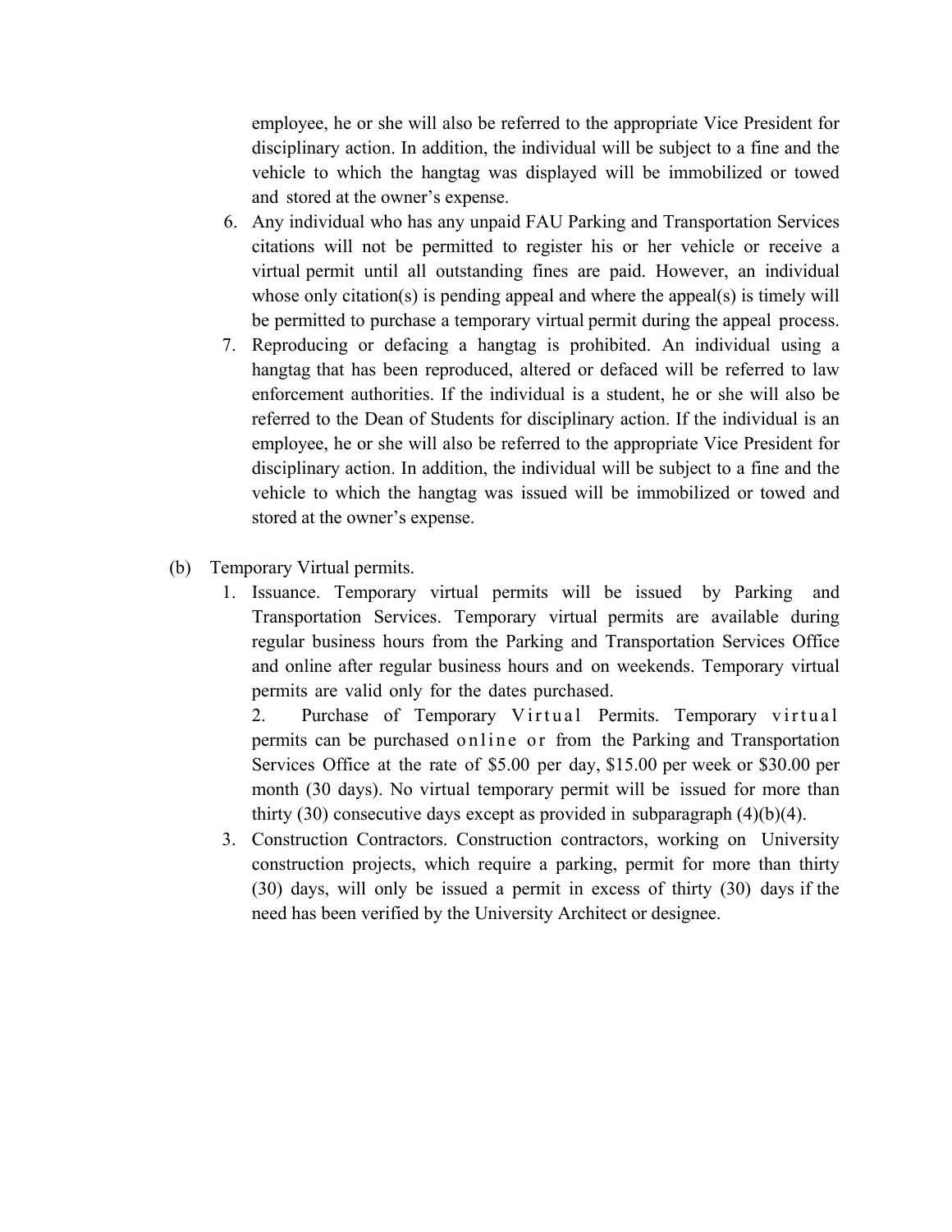employee, he or she will also be referred to the appropriate Vice President for disciplinary action. In addition, the individual will be subject to a fine and the vehicle to which the hangtag was displayed will be immobilized or towed and stored at the owner's expense.

6. Any individual who has any unpaid FAU Parking and Transportation Services citations will not be permitted to register his or her vehicle or receive a virtual permit until all outstanding fines are paid. However, an individual whose only citation(s) is pending appeal and where the appeal(s) is timely will be permitted to purchase a temporary virtual permit during the appeal process.
7. Reproducing or defacing a hangtag is prohibited. An individual using a hangtag that has been reproduced, altered or defaced will be referred to law enforcement authorities. If the individual is a student, he or she will also be referred to the Dean of Students for disciplinary action. If the individual is an employee, he or she will also be referred to the appropriate Vice President for disciplinary action. In addition, the individual will be subject to a fine and the vehicle to which the hangtag was issued will be immobilized or towed and stored at the owner's expense.

(b) Temporary Virtual permits.

1. Issuance. Temporary virtual permits will be issued by Parking and Transportation Services. Temporary virtual permits are available during regular business hours from the Parking and Transportation Services Office and online after regular business hours and on weekends. Temporary virtual permits are valid only for the dates purchased.
2. Purchase of Temporary Virtual Permits. Temporary virtual permits can be purchased online or from the Parking and Transportation Services Office at the rate of $5.00 per day, $15.00 per week or $30.00 per month (30 days). No virtual temporary permit will be issued for more than thirty (30) consecutive days except as provided in subparagraph (4)(b)(4).
3. Construction Contractors. Construction contractors, working on University construction projects, which require a parking, permit for more than thirty (30) days, will only be issued a permit in excess of thirty (30) days if the need has been verified by the University Architect or designee.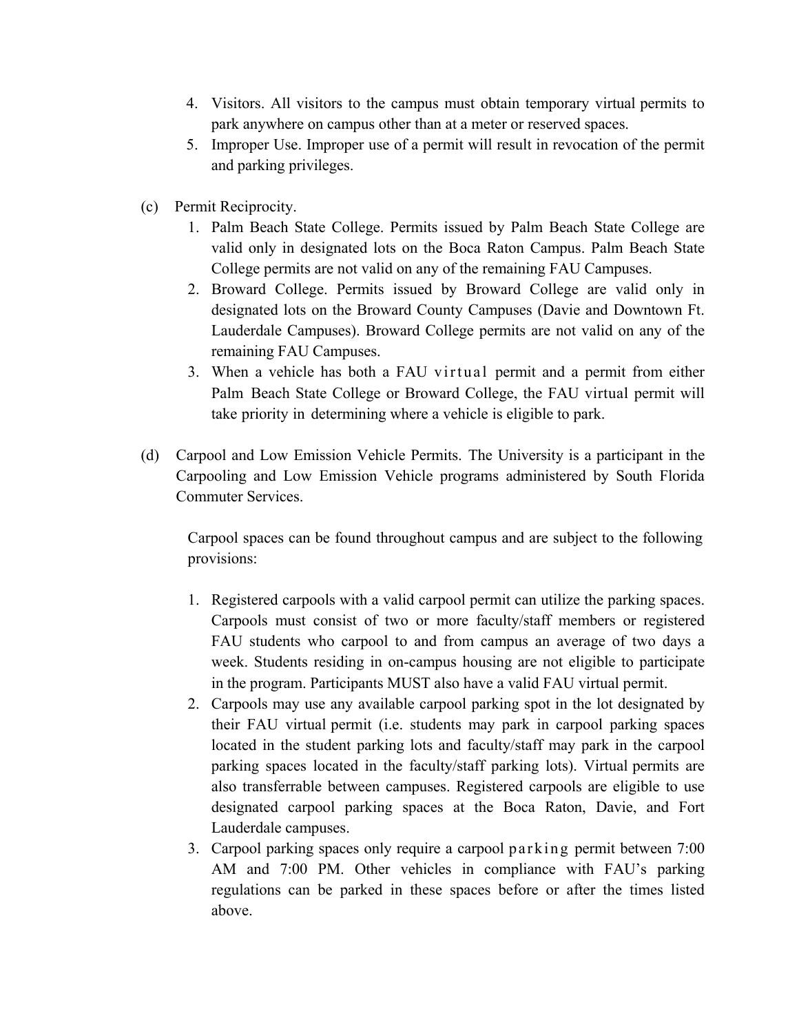4. Visitors. All visitors to the campus must obtain temporary virtual permits to park anywhere on campus other than at a meter or reserved spaces.
5. Improper Use. Improper use of a permit will result in revocation of the permit and parking privileges.

(c) Permit Reciprocity.

1. Palm Beach State College. Permits issued by Palm Beach State College are valid only in designated lots on the Boca Raton Campus. Palm Beach State College permits are not valid on any of the remaining FAU Campuses.
2. Broward College. Permits issued by Broward College are valid only in designated lots on the Broward County Campuses (Davie and Downtown Ft. Lauderdale Campuses). Broward College permits are not valid on any of the remaining FAU Campuses.
3. When a vehicle has both a FAU virtual permit and a permit from either Palm Beach State College or Broward College, the FAU virtual permit will take priority in determining where a vehicle is eligible to park.

(d) Carpool and Low Emission Vehicle Permits. The University is a participant in the Carpooling and Low Emission Vehicle programs administered by South Florida Commuter Services.

Carpool spaces can be found throughout campus and are subject to the following provisions:

1. Registered carpools with a valid carpool permit can utilize the parking spaces. Carpools must consist of two or more faculty/staff members or registered FAU students who carpool to and from campus an average of two days a week. Students residing in on-campus housing are not eligible to participate in the program. Participants MUST also have a valid FAU virtual permit.
2. Carpools may use any available carpool parking spot in the lot designated by their FAU virtual permit (i.e. students may park in carpool parking spaces located in the student parking lots and faculty/staff may park in the carpool parking spaces located in the faculty/staff parking lots). Virtual permits are also transferrable between campuses. Registered carpools are eligible to use designated carpool parking spaces at the Boca Raton, Davie, and Fort Lauderdale campuses.
3. Carpool parking spaces only require a carpool parking permit between 7:00 AM and 7:00 PM. Other vehicles in compliance with FAU's parking regulations can be parked in these spaces before or after the times listed above.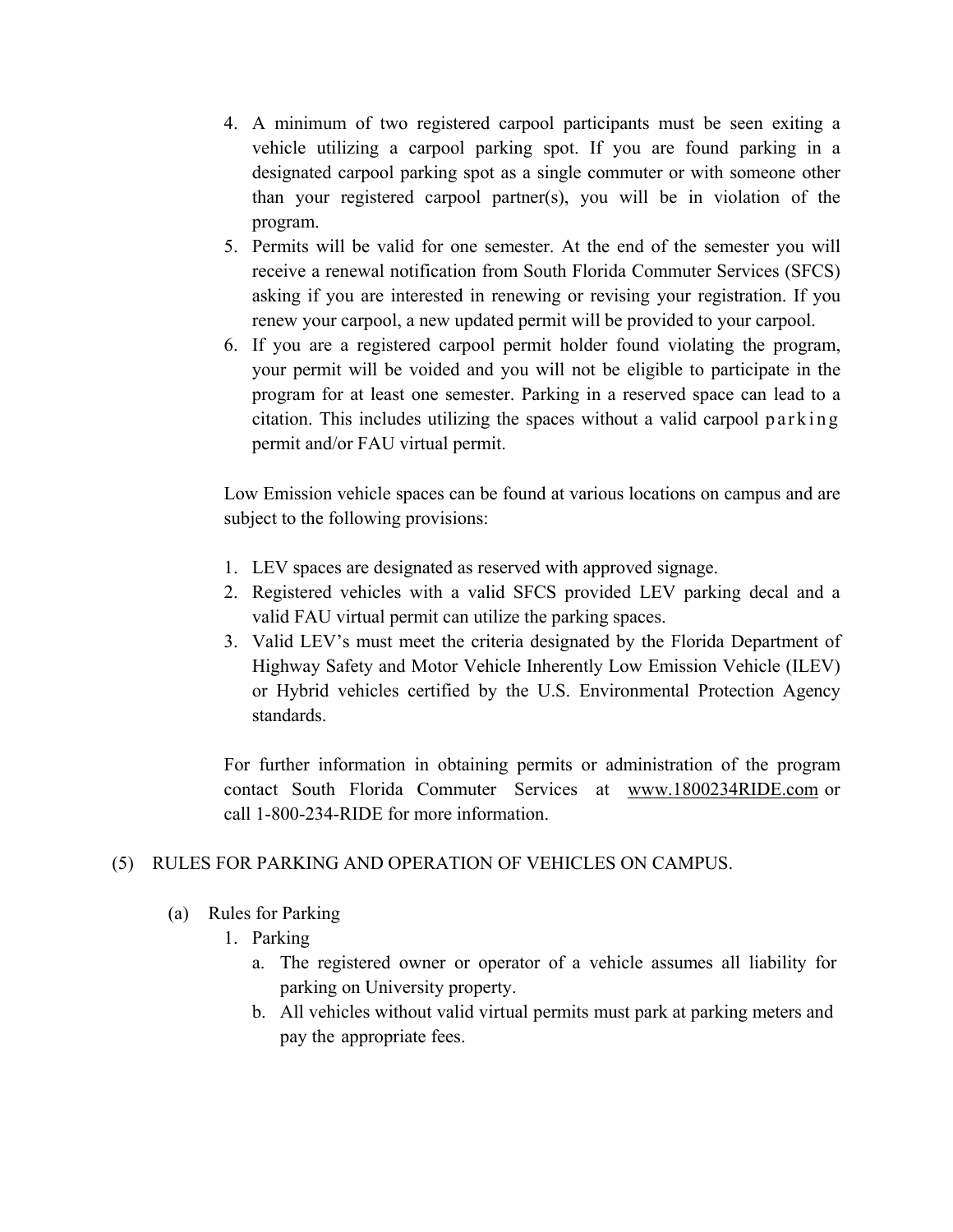4. A minimum of two registered carpool participants must be seen exiting a vehicle utilizing a carpool parking spot. If you are found parking in a designated carpool parking spot as a single commuter or with someone other than your registered carpool partner(s), you will be in violation of the program.
5. Permits will be valid for one semester. At the end of the semester you will receive a renewal notification from South Florida Commuter Services (SFCS) asking if you are interested in renewing or revising your registration. If you renew your carpool, a new updated permit will be provided to your carpool.
6. If you are a registered carpool permit holder found violating the program, your permit will be voided and you will not be eligible to participate in the program for at least one semester. Parking in a reserved space can lead to a citation. This includes utilizing the spaces without a valid carpool parking permit and/or FAU virtual permit.

Low Emission vehicle spaces can be found at various locations on campus and are subject to the following provisions:

1. LEV spaces are designated as reserved with approved signage.
2. Registered vehicles with a valid SFCS provided LEV parking decal and a valid FAU virtual permit can utilize the parking spaces.
3. Valid LEV's must meet the criteria designated by the Florida Department of Highway Safety and Motor Vehicle Inherently Low Emission Vehicle (ILEV) or Hybrid vehicles certified by the U.S. Environmental Protection Agency standards.

For further information in obtaining permits or administration of the program contact South Florida Commuter Services at www.1800234RIDE.com or call 1-800-234-RIDE for more information.

(5) RULES FOR PARKING AND OPERATION OF VEHICLES ON CAMPUS.

(a) Rules for Parking

1. Parking
   a. The registered owner or operator of a vehicle assumes all liability for parking on University property.
   b. All vehicles without valid virtual permits must park at parking meters and pay the appropriate fees.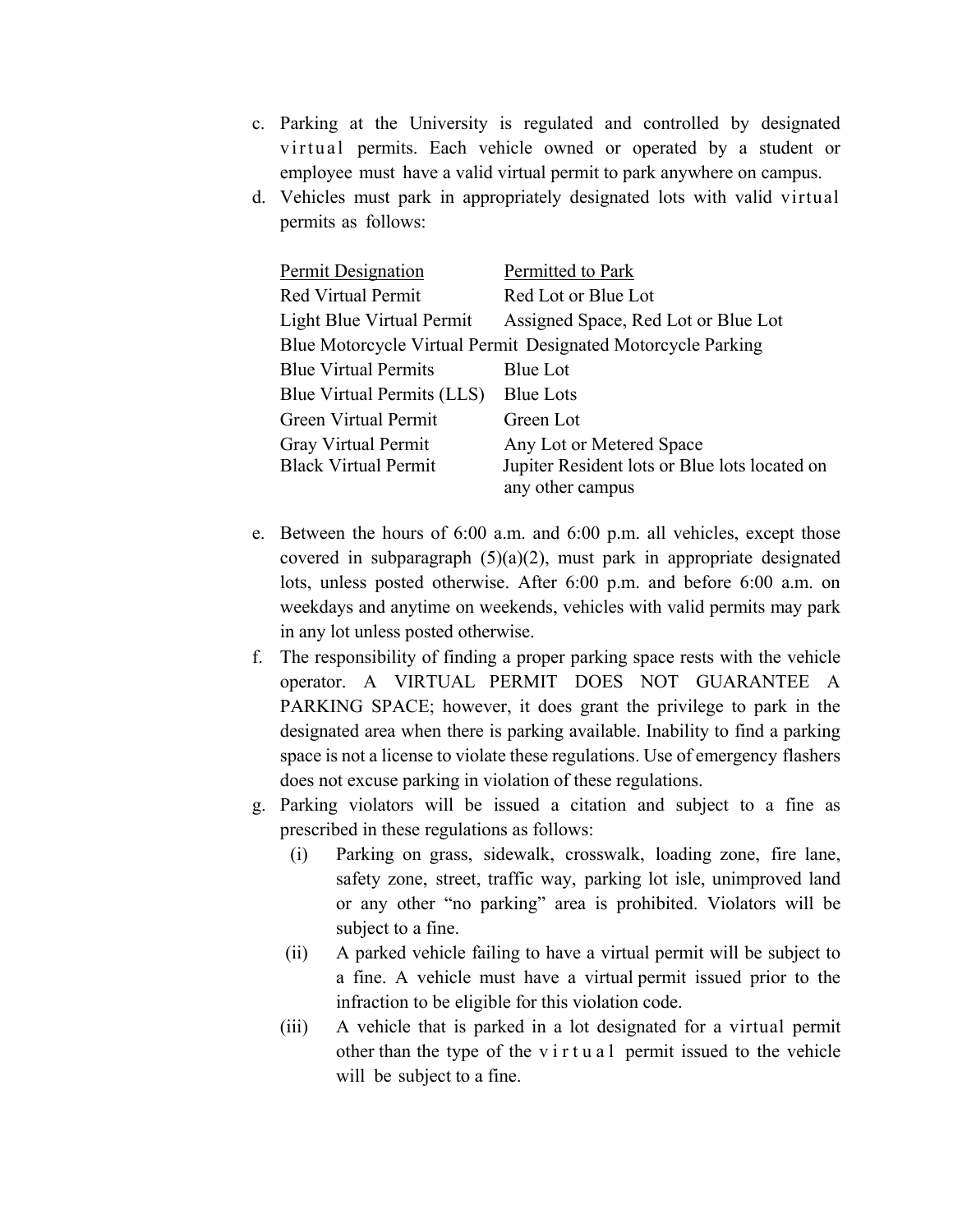c. Parking at the University is regulated and controlled by designated virtual permits. Each vehicle owned or operated by a student or employee must have a valid virtual permit to park anywhere on campus.

d. Vehicles must park in appropriately designated lots with valid virtual permits as follows:

| Permit Designation | Permitted to Park |
|---|---|
| Red Virtual Permit | Red Lot or Blue Lot |
| Light Blue Virtual Permit | Assigned Space, Red Lot or Blue Lot |
| Blue Motorcycle Virtual Permit | Designated Motorcycle Parking |
| Blue Virtual Permits | Blue Lot |
| Blue Virtual Permits (LLS) | Blue Lots |
| Green Virtual Permit | Green Lot |
| Gray Virtual Permit | Any Lot or Metered Space |
| Black Virtual Permit | Jupiter Resident lots or Blue lots located on any other campus |

e. Between the hours of 6:00 a.m. and 6:00 p.m. all vehicles, except those covered in subparagraph (5)(a)(2), must park in appropriate designated lots, unless posted otherwise. After 6:00 p.m. and before 6:00 a.m. on weekdays and anytime on weekends, vehicles with valid permits may park in any lot unless posted otherwise.

f. The responsibility of finding a proper parking space rests with the vehicle operator. A VIRTUAL PERMIT DOES NOT GUARANTEE A PARKING SPACE; however, it does grant the privilege to park in the designated area when there is parking available. Inability to find a parking space is not a license to violate these regulations. Use of emergency flashers does not excuse parking in violation of these regulations.

g. Parking violators will be issued a citation and subject to a fine as prescribed in these regulations as follows:

   (i) Parking on grass, sidewalk, crosswalk, loading zone, fire lane, safety zone, street, traffic way, parking lot isle, unimproved land or any other "no parking" area is prohibited. Violators will be subject to a fine.

   (ii) A parked vehicle failing to have a virtual permit will be subject to a fine. A vehicle must have a virtual permit issued prior to the infraction to be eligible for this violation code.

   (iii) A vehicle that is parked in a lot designated for a virtual permit other than the type of the virtual permit issued to the vehicle will be subject to a fine.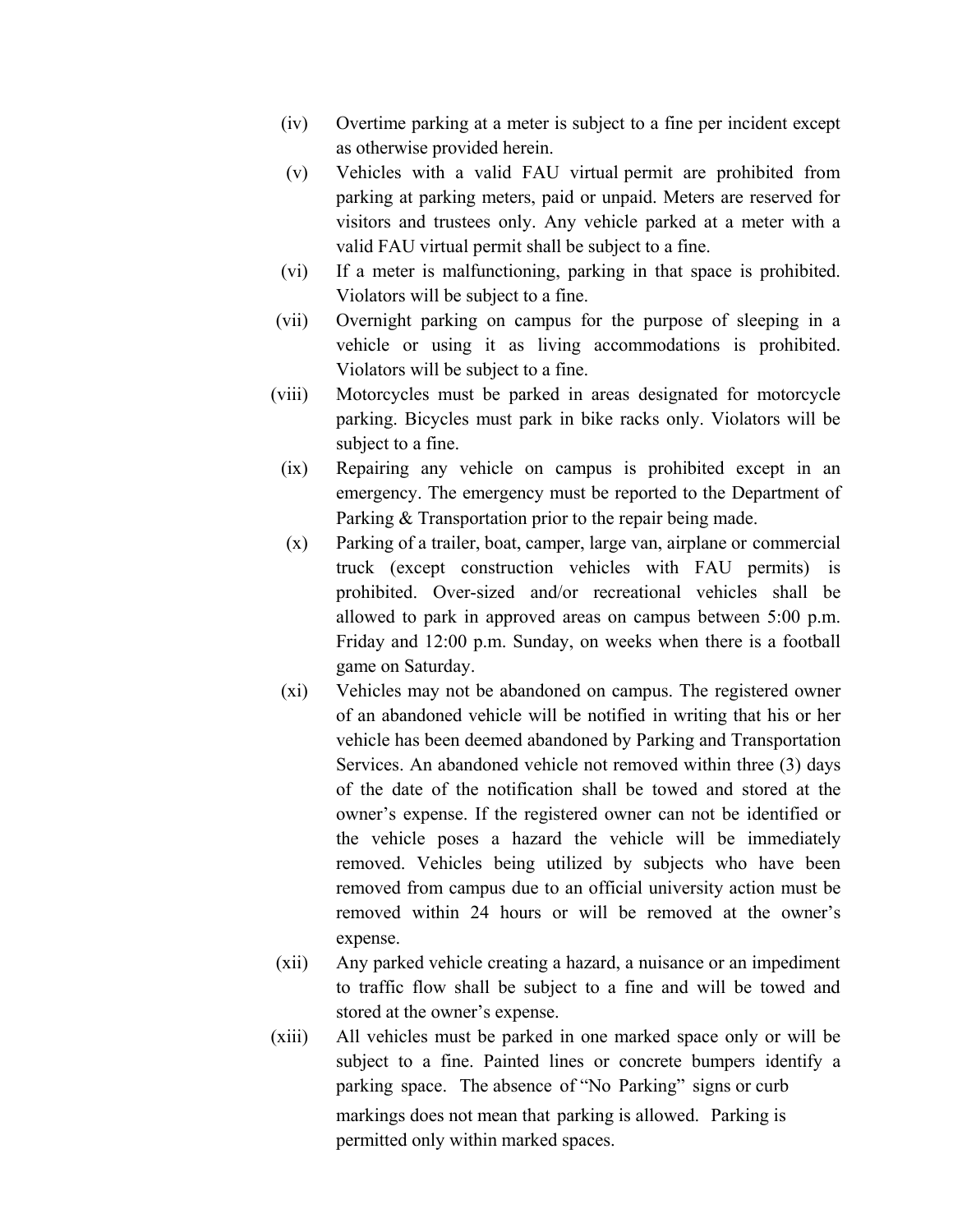(iv) Overtime parking at a meter is subject to a fine per incident except as otherwise provided herein.

(v) Vehicles with a valid FAU virtual permit are prohibited from parking at parking meters, paid or unpaid. Meters are reserved for visitors and trustees only. Any vehicle parked at a meter with a valid FAU virtual permit shall be subject to a fine.

(vi) If a meter is malfunctioning, parking in that space is prohibited. Violators will be subject to a fine.

(vii) Overnight parking on campus for the purpose of sleeping in a vehicle or using it as living accommodations is prohibited. Violators will be subject to a fine.

(viii) Motorcycles must be parked in areas designated for motorcycle parking. Bicycles must park in bike racks only. Violators will be subject to a fine.

(ix) Repairing any vehicle on campus is prohibited except in an emergency. The emergency must be reported to the Department of Parking & Transportation prior to the repair being made.

(x) Parking of a trailer, boat, camper, large van, airplane or commercial truck (except construction vehicles with FAU permits) is prohibited. Over-sized and/or recreational vehicles shall be allowed to park in approved areas on campus between 5:00 p.m. Friday and 12:00 p.m. Sunday, on weeks when there is a football game on Saturday.

(xi) Vehicles may not be abandoned on campus. The registered owner of an abandoned vehicle will be notified in writing that his or her vehicle has been deemed abandoned by Parking and Transportation Services. An abandoned vehicle not removed within three (3) days of the date of the notification shall be towed and stored at the owner's expense. If the registered owner can not be identified or the vehicle poses a hazard the vehicle will be immediately removed. Vehicles being utilized by subjects who have been removed from campus due to an official university action must be removed within 24 hours or will be removed at the owner's expense.

(xii) Any parked vehicle creating a hazard, a nuisance or an impediment to traffic flow shall be subject to a fine and will be towed and stored at the owner's expense.

(xiii) All vehicles must be parked in one marked space only or will be subject to a fine. Painted lines or concrete bumpers identify a parking space. The absence of "No Parking" signs or curb markings does not mean that parking is allowed. Parking is permitted only within marked spaces.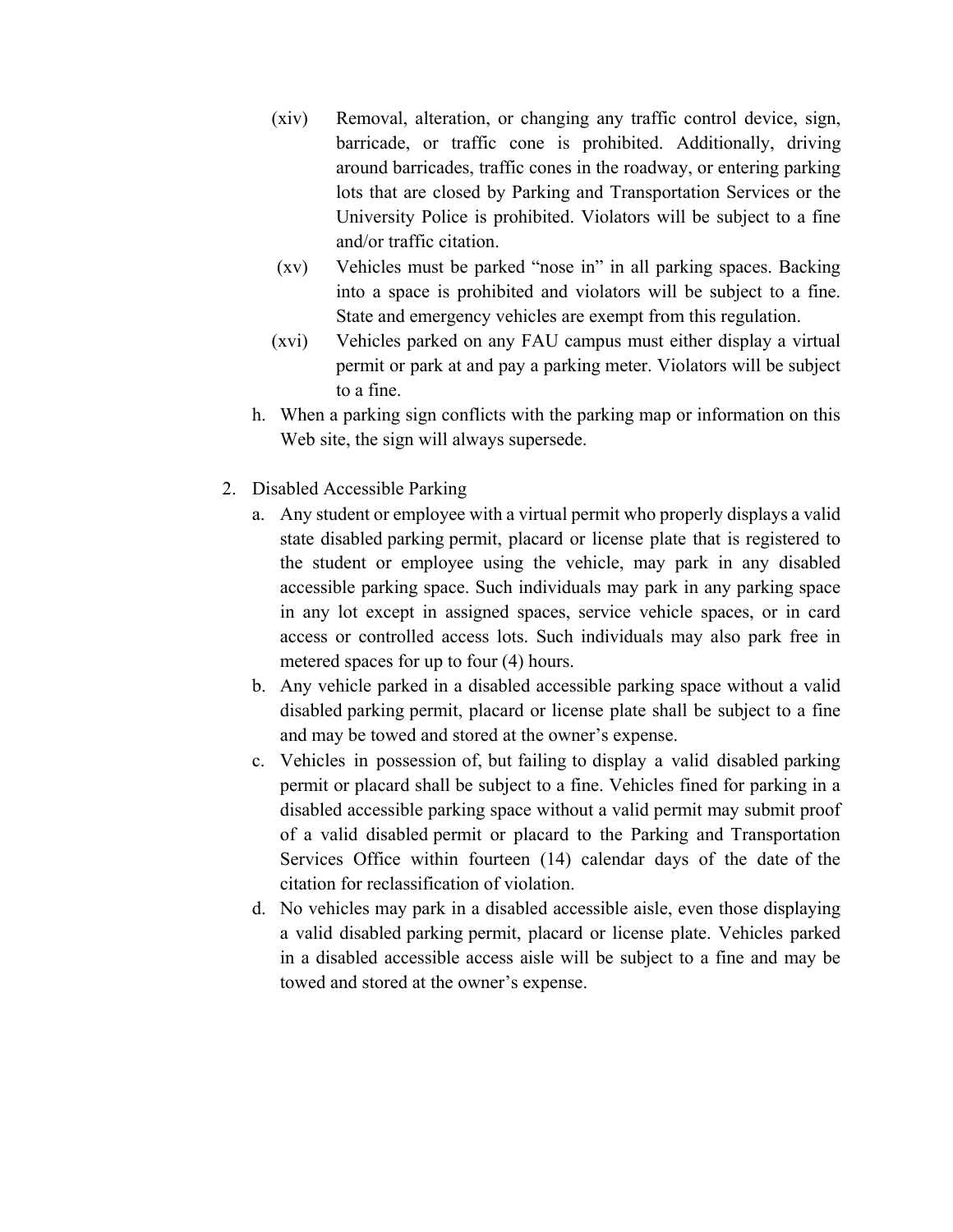(xiv) Removal, alteration, or changing any traffic control device, sign, barricade, or traffic cone is prohibited. Additionally, driving around barricades, traffic cones in the roadway, or entering parking lots that are closed by Parking and Transportation Services or the University Police is prohibited. Violators will be subject to a fine and/or traffic citation.

(xv) Vehicles must be parked "nose in" in all parking spaces. Backing into a space is prohibited and violators will be subject to a fine. State and emergency vehicles are exempt from this regulation.

(xvi) Vehicles parked on any FAU campus must either display a virtual permit or park at and pay a parking meter. Violators will be subject to a fine.

h. When a parking sign conflicts with the parking map or information on this Web site, the sign will always supersede.

2. Disabled Accessible Parking

   a. Any student or employee with a virtual permit who properly displays a valid state disabled parking permit, placard or license plate that is registered to the student or employee using the vehicle, may park in any disabled accessible parking space. Such individuals may park in any parking space in any lot except in assigned spaces, service vehicle spaces, or in card access or controlled access lots. Such individuals may also park free in metered spaces for up to four (4) hours.
   b. Any vehicle parked in a disabled accessible parking space without a valid disabled parking permit, placard or license plate shall be subject to a fine and may be towed and stored at the owner's expense.
   c. Vehicles in possession of, but failing to display a valid disabled parking permit or placard shall be subject to a fine. Vehicles fined for parking in a disabled accessible parking space without a valid permit may submit proof of a valid disabled permit or placard to the Parking and Transportation Services Office within fourteen (14) calendar days of the date of the citation for reclassification of violation.
   d. No vehicles may park in a disabled accessible aisle, even those displaying a valid disabled parking permit, placard or license plate. Vehicles parked in a disabled accessible access aisle will be subject to a fine and may be towed and stored at the owner's expense.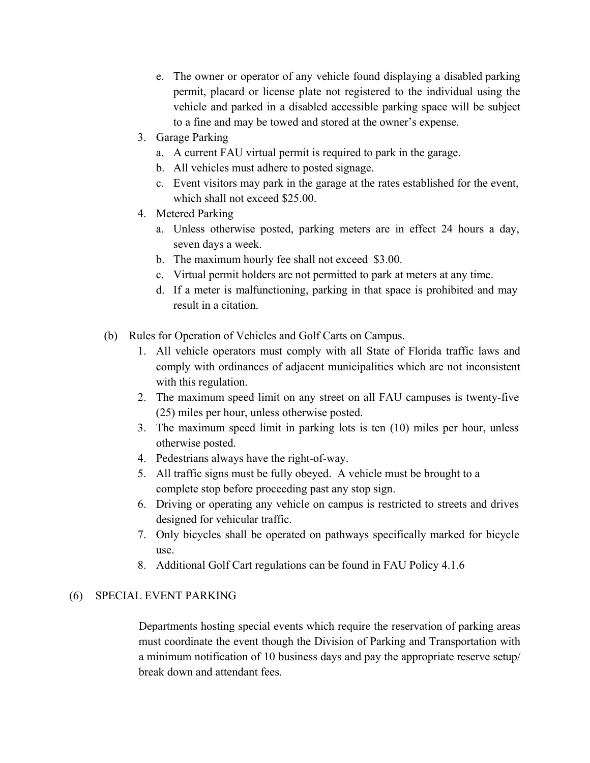e. The owner or operator of any vehicle found displaying a disabled parking permit, placard or license plate not registered to the individual using the vehicle and parked in a disabled accessible parking space will be subject to a fine and may be towed and stored at the owner's expense.

3. Garage Parking
   a. A current FAU virtual permit is required to park in the garage.
   b. All vehicles must adhere to posted signage.
   c. Event visitors may park in the garage at the rates established for the event, which shall not exceed $25.00.
4. Metered Parking
   a. Unless otherwise posted, parking meters are in effect 24 hours a day, seven days a week.
   b. The maximum hourly fee shall not exceed $3.00.
   c. Virtual permit holders are not permitted to park at meters at any time.
   d. If a meter is malfunctioning, parking in that space is prohibited and may result in a citation.

(b) Rules for Operation of Vehicles and Golf Carts on Campus.

1. All vehicle operators must comply with all State of Florida traffic laws and comply with ordinances of adjacent municipalities which are not inconsistent with this regulation.
2. The maximum speed limit on any street on all FAU campuses is twenty-five (25) miles per hour, unless otherwise posted.
3. The maximum speed limit in parking lots is ten (10) miles per hour, unless otherwise posted.
4. Pedestrians always have the right-of-way.
5. All traffic signs must be fully obeyed. A vehicle must be brought to a complete stop before proceeding past any stop sign.
6. Driving or operating any vehicle on campus is restricted to streets and drives designed for vehicular traffic.
7. Only bicycles shall be operated on pathways specifically marked for bicycle use.
8. Additional Golf Cart regulations can be found in FAU Policy 4.1.6

(6) SPECIAL EVENT PARKING

Departments hosting special events which require the reservation of parking areas must coordinate the event though the Division of Parking and Transportation with a minimum notification of 10 business days and pay the appropriate reserve setup/ break down and attendant fees.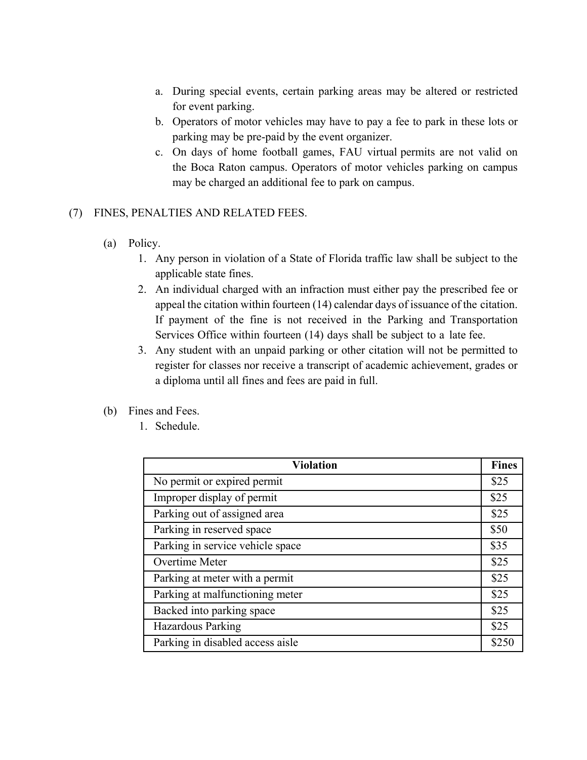a. During special events, certain parking areas may be altered or restricted for event parking.
b. Operators of motor vehicles may have to pay a fee to park in these lots or parking may be pre-paid by the event organizer.
c. On days of home football games, FAU virtual permits are not valid on the Boca Raton campus. Operators of motor vehicles parking on campus may be charged an additional fee to park on campus.

(7) FINES, PENALTIES AND RELATED FEES.

(a) Policy.

1. Any person in violation of a State of Florida traffic law shall be subject to the applicable state fines.
2. An individual charged with an infraction must either pay the prescribed fee or appeal the citation within fourteen (14) calendar days of issuance of the citation. If payment of the fine is not received in the Parking and Transportation Services Office within fourteen (14) days shall be subject to a late fee.
3. Any student with an unpaid parking or other citation will not be permitted to register for classes nor receive a transcript of academic achievement, grades or a diploma until all fines and fees are paid in full.

(b) Fines and Fees.

1. Schedule.

| Violation | Fines |
|---|---|
| No permit or expired permit | $25 |
| Improper display of permit | $25 |
| Parking out of assigned area | $25 |
| Parking in reserved space | $50 |
| Parking in service vehicle space | $35 |
| Overtime Meter | $25 |
| Parking at meter with a permit | $25 |
| Parking at malfunctioning meter | $25 |
| Backed into parking space | $25 |
| Hazardous Parking | $25 |
| Parking in disabled access aisle | $250 |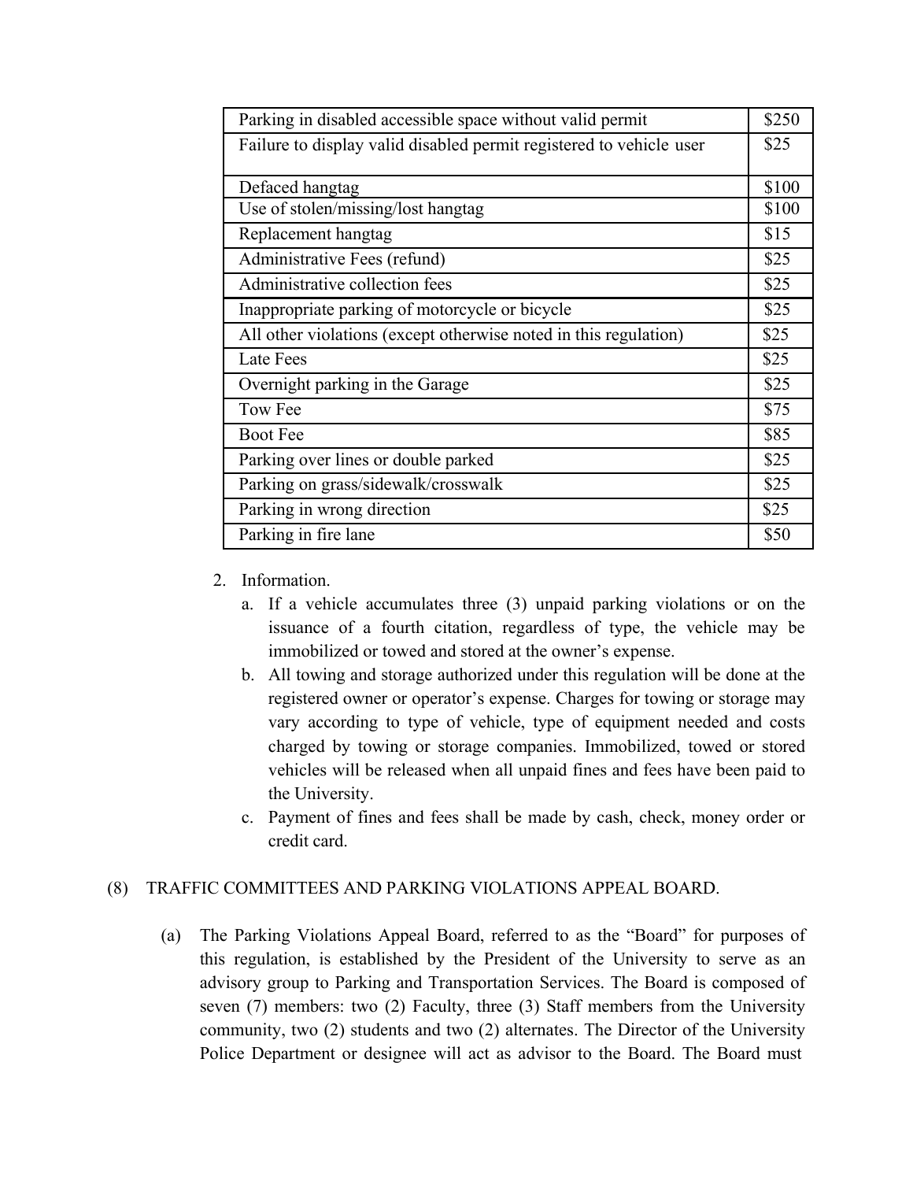| | |
|---|---|
| Parking in disabled accessible space without valid permit | $250 |
| Failure to display valid disabled permit registered to vehicle user | $25 |
| Defaced hangtag | $100 |
| Use of stolen/missing/lost hangtag | $100 |
| Replacement hangtag | $15 |
| Administrative Fees (refund) | $25 |
| Administrative collection fees | $25 |
| Inappropriate parking of motorcycle or bicycle | $25 |
| All other violations (except otherwise noted in this regulation) | $25 |
| Late Fees | $25 |
| Overnight parking in the Garage | $25 |
| Tow Fee | $75 |
| Boot Fee | $85 |
| Parking over lines or double parked | $25 |
| Parking on grass/sidewalk/crosswalk | $25 |
| Parking in wrong direction | $25 |
| Parking in fire lane | $50 |

2. Information.
   a. If a vehicle accumulates three (3) unpaid parking violations or on the issuance of a fourth citation, regardless of type, the vehicle may be immobilized or towed and stored at the owner's expense.
   b. All towing and storage authorized under this regulation will be done at the registered owner or operator's expense. Charges for towing or storage may vary according to type of vehicle, type of equipment needed and costs charged by towing or storage companies. Immobilized, towed or stored vehicles will be released when all unpaid fines and fees have been paid to the University.
   c. Payment of fines and fees shall be made by cash, check, money order or credit card.

(8) TRAFFIC COMMITTEES AND PARKING VIOLATIONS APPEAL BOARD.

(a) The Parking Violations Appeal Board, referred to as the "Board" for purposes of this regulation, is established by the President of the University to serve as an advisory group to Parking and Transportation Services. The Board is composed of seven (7) members: two (2) Faculty, three (3) Staff members from the University community, two (2) students and two (2) alternates. The Director of the University Police Department or designee will act as advisor to the Board. The Board must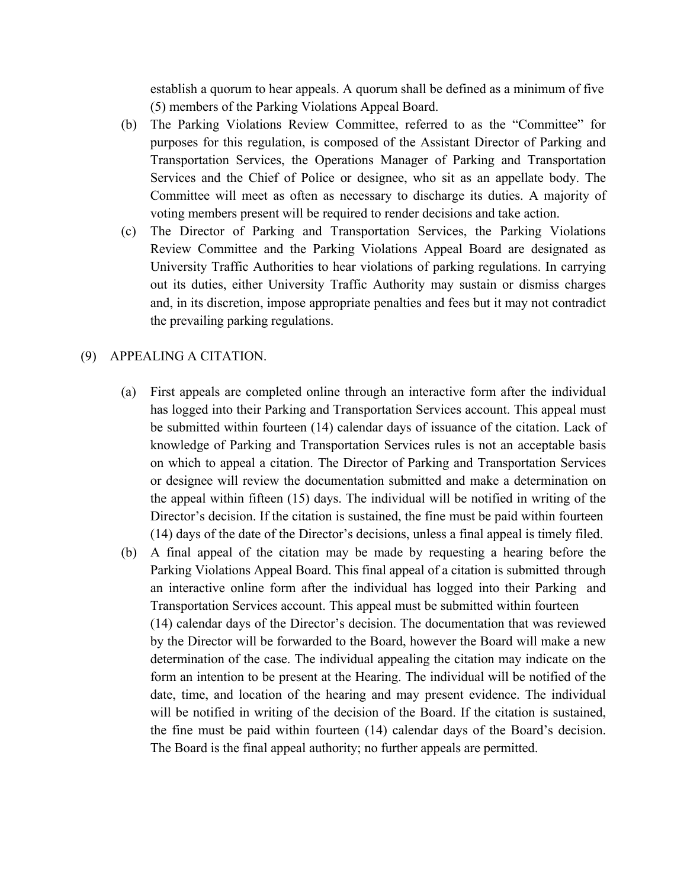establish a quorum to hear appeals. A quorum shall be defined as a minimum of five (5) members of the Parking Violations Appeal Board.

(b) The Parking Violations Review Committee, referred to as the "Committee" for purposes for this regulation, is composed of the Assistant Director of Parking and Transportation Services, the Operations Manager of Parking and Transportation Services and the Chief of Police or designee, who sit as an appellate body. The Committee will meet as often as necessary to discharge its duties. A majority of voting members present will be required to render decisions and take action.

(c) The Director of Parking and Transportation Services, the Parking Violations Review Committee and the Parking Violations Appeal Board are designated as University Traffic Authorities to hear violations of parking regulations. In carrying out its duties, either University Traffic Authority may sustain or dismiss charges and, in its discretion, impose appropriate penalties and fees but it may not contradict the prevailing parking regulations.

(9) APPEALING A CITATION.

(a) First appeals are completed online through an interactive form after the individual has logged into their Parking and Transportation Services account. This appeal must be submitted within fourteen (14) calendar days of issuance of the citation. Lack of knowledge of Parking and Transportation Services rules is not an acceptable basis on which to appeal a citation. The Director of Parking and Transportation Services or designee will review the documentation submitted and make a determination on the appeal within fifteen (15) days. The individual will be notified in writing of the Director's decision. If the citation is sustained, the fine must be paid within fourteen (14) days of the date of the Director's decisions, unless a final appeal is timely filed.

(b) A final appeal of the citation may be made by requesting a hearing before the Parking Violations Appeal Board. This final appeal of a citation is submitted through an interactive online form after the individual has logged into their Parking and Transportation Services account. This appeal must be submitted within fourteen (14) calendar days of the Director's decision. The documentation that was reviewed by the Director will be forwarded to the Board, however the Board will make a new determination of the case. The individual appealing the citation may indicate on the form an intention to be present at the Hearing. The individual will be notified of the date, time, and location of the hearing and may present evidence. The individual will be notified in writing of the decision of the Board. If the citation is sustained, the fine must be paid within fourteen (14) calendar days of the Board's decision. The Board is the final appeal authority; no further appeals are permitted.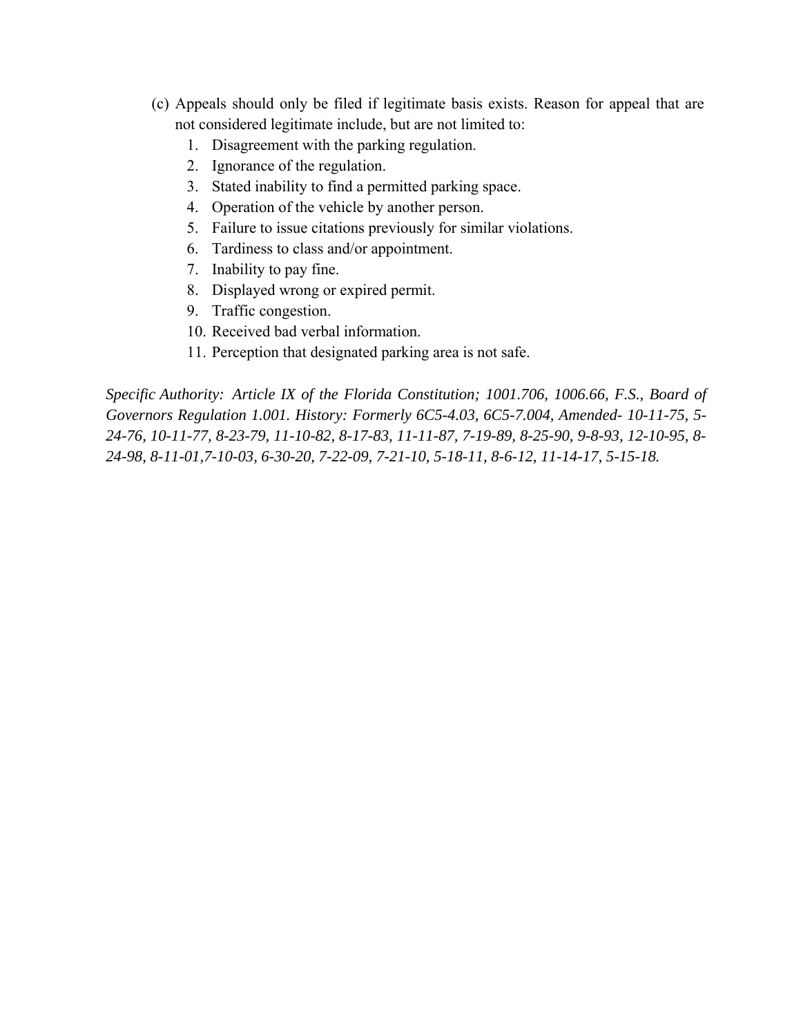(c) Appeals should only be filed if legitimate basis exists. Reason for appeal that are not considered legitimate include, but are not limited to:

1. Disagreement with the parking regulation.
2. Ignorance of the regulation.
3. Stated inability to find a permitted parking space.
4. Operation of the vehicle by another person.
5. Failure to issue citations previously for similar violations.
6. Tardiness to class and/or appointment.
7. Inability to pay fine.
8. Displayed wrong or expired permit.
9. Traffic congestion.
10. Received bad verbal information.
11. Perception that designated parking area is not safe.

*Specific Authority: Article IX of the Florida Constitution; 1001.706, 1006.66, F.S., Board of Governors Regulation 1.001. History: Formerly 6C5-4.03, 6C5-7.004, Amended- 10-11-75, 5-24-76, 10-11-77, 8-23-79, 11-10-82, 8-17-83, 11-11-87, 7-19-89, 8-25-90, 9-8-93, 12-10-95, 8-24-98, 8-11-01,7-10-03, 6-30-20, 7-22-09, 7-21-10, 5-18-11, 8-6-12, 11-14-17, 5-15-18.*